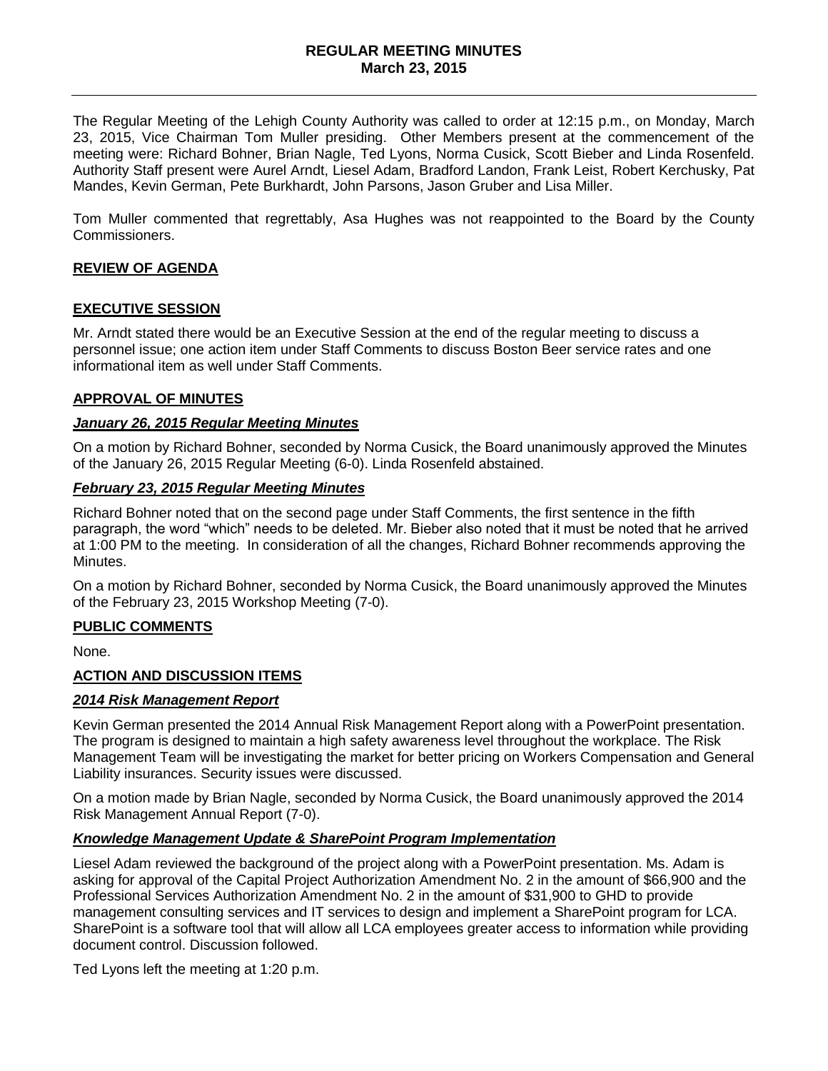# REGULAR MEETING MINUTES
## March 23, 2015

The Regular Meeting of the Lehigh County Authority was called to order at 12:15 p.m., on Monday, March 23, 2015, Vice Chairman Tom Muller presiding. Other Members present at the commencement of the meeting were: Richard Bohner, Brian Nagle, Ted Lyons, Norma Cusick, Scott Bieber and Linda Rosenfeld. Authority Staff present were Aurel Arndt, Liesel Adam, Bradford Landon, Frank Leist, Robert Kerchusky, Pat Mandes, Kevin German, Pete Burkhardt, John Parsons, Jason Gruber and Lisa Miller.

Tom Muller commented that regrettably, Asa Hughes was not reappointed to the Board by the County Commissioners.

### REVIEW OF AGENDA

### EXECUTIVE SESSION

Mr. Arndt stated there would be an Executive Session at the end of the regular meeting to discuss a personnel issue; one action item under Staff Comments to discuss Boston Beer service rates and one informational item as well under Staff Comments.

### APPROVAL OF MINUTES

#### *January 26, 2015 Regular Meeting Minutes*

On a motion by Richard Bohner, seconded by Norma Cusick, the Board unanimously approved the Minutes of the January 26, 2015 Regular Meeting (6-0). Linda Rosenfeld abstained.

#### *February 23, 2015 Regular Meeting Minutes*

Richard Bohner noted that on the second page under Staff Comments, the first sentence in the fifth paragraph, the word "which" needs to be deleted. Mr. Bieber also noted that it must be noted that he arrived at 1:00 PM to the meeting. In consideration of all the changes, Richard Bohner recommends approving the Minutes.

On a motion by Richard Bohner, seconded by Norma Cusick, the Board unanimously approved the Minutes of the February 23, 2015 Workshop Meeting (7-0).

### PUBLIC COMMENTS

None.

### ACTION AND DISCUSSION ITEMS

#### *2014 Risk Management Report*

Kevin German presented the 2014 Annual Risk Management Report along with a PowerPoint presentation. The program is designed to maintain a high safety awareness level throughout the workplace. The Risk Management Team will be investigating the market for better pricing on Workers Compensation and General Liability insurances. Security issues were discussed.

On a motion made by Brian Nagle, seconded by Norma Cusick, the Board unanimously approved the 2014 Risk Management Annual Report (7-0).

#### *Knowledge Management Update & SharePoint Program Implementation*

Liesel Adam reviewed the background of the project along with a PowerPoint presentation. Ms. Adam is asking for approval of the Capital Project Authorization Amendment No. 2 in the amount of $66,900 and the Professional Services Authorization Amendment No. 2 in the amount of $31,900 to GHD to provide management consulting services and IT services to design and implement a SharePoint program for LCA. SharePoint is a software tool that will allow all LCA employees greater access to information while providing document control. Discussion followed.

Ted Lyons left the meeting at 1:20 p.m.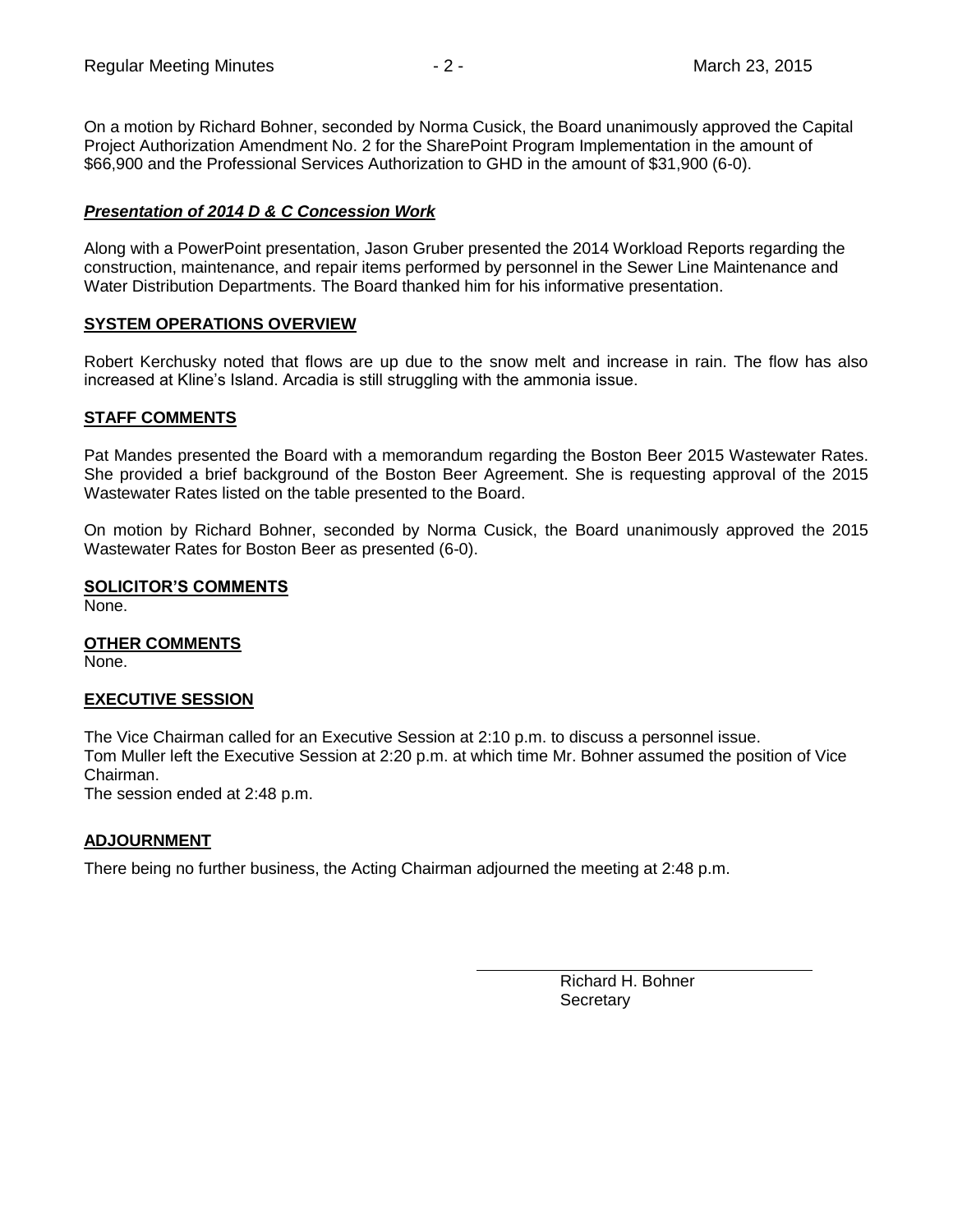On a motion by Richard Bohner, seconded by Norma Cusick, the Board unanimously approved the Capital Project Authorization Amendment No. 2 for the SharePoint Program Implementation in the amount of $66,900 and the Professional Services Authorization to GHD in the amount of $31,900 (6-0).

***Presentation of 2014 D & C Concession Work***

Along with a PowerPoint presentation, Jason Gruber presented the 2014 Workload Reports regarding the construction, maintenance, and repair items performed by personnel in the Sewer Line Maintenance and Water Distribution Departments. The Board thanked him for his informative presentation.

**SYSTEM OPERATIONS OVERVIEW**

Robert Kerchusky noted that flows are up due to the snow melt and increase in rain. The flow has also increased at Kline's Island. Arcadia is still struggling with the ammonia issue.

**STAFF COMMENTS**

Pat Mandes presented the Board with a memorandum regarding the Boston Beer 2015 Wastewater Rates. She provided a brief background of the Boston Beer Agreement. She is requesting approval of the 2015 Wastewater Rates listed on the table presented to the Board.

On motion by Richard Bohner, seconded by Norma Cusick, the Board unanimously approved the 2015 Wastewater Rates for Boston Beer as presented (6-0).

**SOLICITOR'S COMMENTS**

None.

**OTHER COMMENTS**

None.

**EXECUTIVE SESSION**

The Vice Chairman called for an Executive Session at 2:10 p.m. to discuss a personnel issue.
Tom Muller left the Executive Session at 2:20 p.m. at which time Mr. Bohner assumed the position of Vice Chairman.
The session ended at 2:48 p.m.

**ADJOURNMENT**

There being no further business, the Acting Chairman adjourned the meeting at 2:48 p.m.

Richard H. Bohner
Secretary